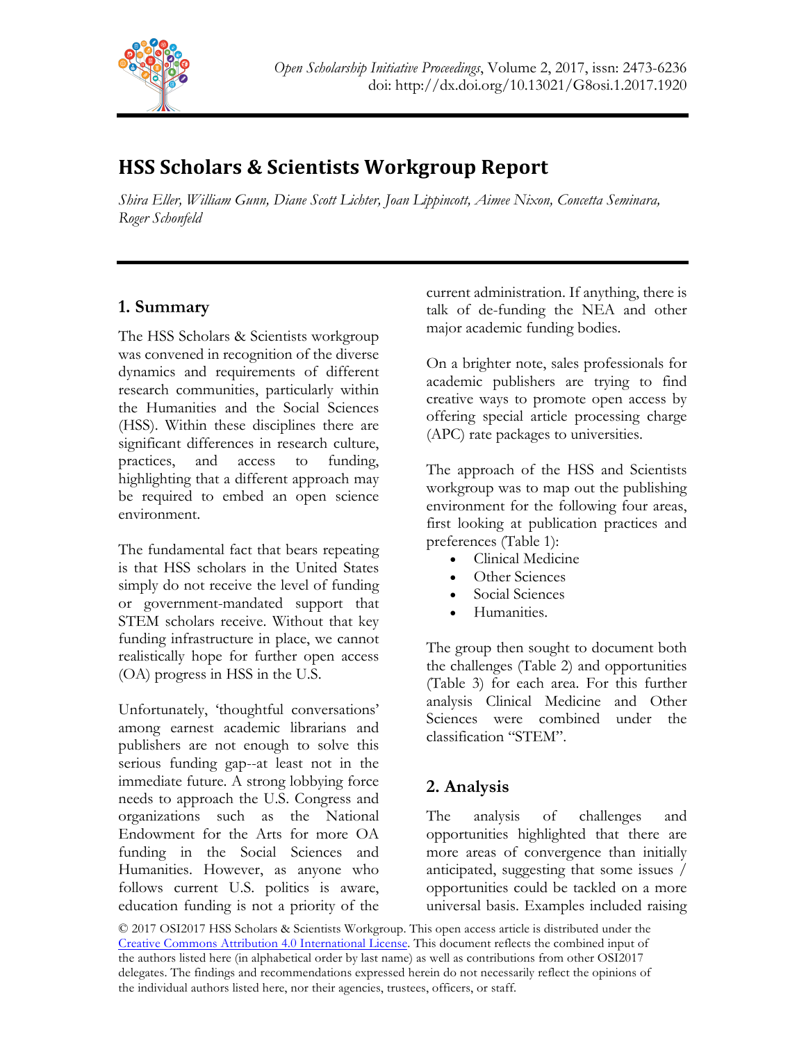# HSS Scholars & Scientists Workgroup Report

*Shira Eller, William Gunn, Diane Scott Lichter, Joan Lippincott, Aimee Nixon, Concetta Seminara, Roger Schonfeld*

## 1. Summary

The HSS Scholars & Scientists workgroup was convened in recognition of the diverse dynamics and requirements of different research communities, particularly within the Humanities and the Social Sciences (HSS). Within these disciplines there are significant differences in research culture, practices, and access to funding, highlighting that a different approach may be required to embed an open science environment.

The fundamental fact that bears repeating is that HSS scholars in the United States simply do not receive the level of funding or government-mandated support that STEM scholars receive. Without that key funding infrastructure in place, we cannot realistically hope for further open access (OA) progress in HSS in the U.S.

Unfortunately, 'thoughtful conversations' among earnest academic librarians and publishers are not enough to solve this serious funding gap--at least not in the immediate future. A strong lobbying force needs to approach the U.S. Congress and organizations such as the National Endowment for the Arts for more OA funding in the Social Sciences and Humanities. However, as anyone who follows current U.S. politics is aware, education funding is not a priority of the current administration. If anything, there is talk of de-funding the NEA and other major academic funding bodies.

On a brighter note, sales professionals for academic publishers are trying to find creative ways to promote open access by offering special article processing charge (APC) rate packages to universities.

The approach of the HSS and Scientists workgroup was to map out the publishing environment for the following four areas, first looking at publication practices and preferences (Table 1):

- Clinical Medicine
- Other Sciences
- Social Sciences
- Humanities.

The group then sought to document both the challenges (Table 2) and opportunities (Table 3) for each area. For this further analysis Clinical Medicine and Other Sciences were combined under the classification "STEM".

## 2. Analysis

The analysis of challenges and opportunities highlighted that there are more areas of convergence than initially anticipated, suggesting that some issues / opportunities could be tackled on a more universal basis. Examples included raising

© 2017 OSI2017 HSS Scholars & Scientists Workgroup. This open access article is distributed under the [Creative Commons Attribution 4.0 International License](https://creativecommons.org/licenses/by/4.0/). This document reflects the combined input of the authors listed here (in alphabetical order by last name) as well as contributions from other OSI2017 delegates. The findings and recommendations expressed herein do not necessarily reflect the opinions of the individual authors listed here, nor their agencies, trustees, officers, or staff.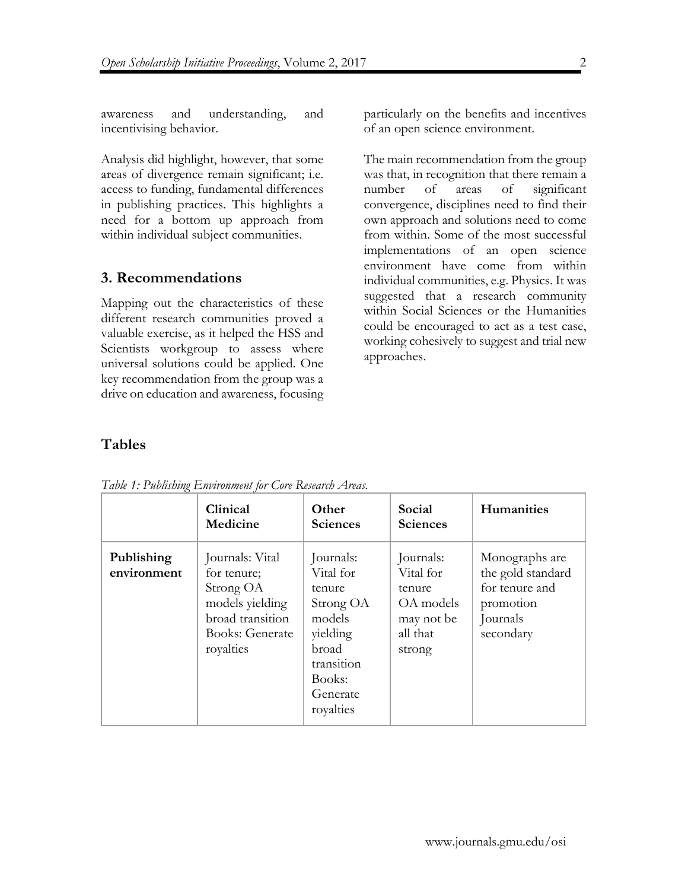awareness and understanding, and incentivising behavior.

Analysis did highlight, however, that some areas of divergence remain significant; i.e. access to funding, fundamental differences in publishing practices. This highlights a need for a bottom up approach from within individual subject communities.

## 3. Recommendations

Mapping out the characteristics of these different research communities proved a valuable exercise, as it helped the HSS and Scientists workgroup to assess where universal solutions could be applied. One key recommendation from the group was a drive on education and awareness, focusing particularly on the benefits and incentives of an open science environment.

The main recommendation from the group was that, in recognition that there remain a number of areas of significant convergence, disciplines need to find their own approach and solutions need to come from within. Some of the most successful implementations of an open science environment have come from within individual communities, e.g. Physics. It was suggested that a research community within Social Sciences or the Humanities could be encouraged to act as a test case, working cohesively to suggest and trial new approaches.

## Tables

*Table 1: Publishing Environment for Core Research Areas.*

| | **Clinical Medicine** | **Other Sciences** | **Social Sciences** | **Humanities** |
|---|---|---|---|---|
| **Publishing environment** | Journals: Vital for tenure; Strong OA models yielding broad transition Books: Generate royalties | Journals: Vital for tenure Strong OA models yielding broad transition Books: Generate royalties | Journals: Vital for tenure OA models may not be all that strong | Monographs are the gold standard for tenure and promotion Journals secondary |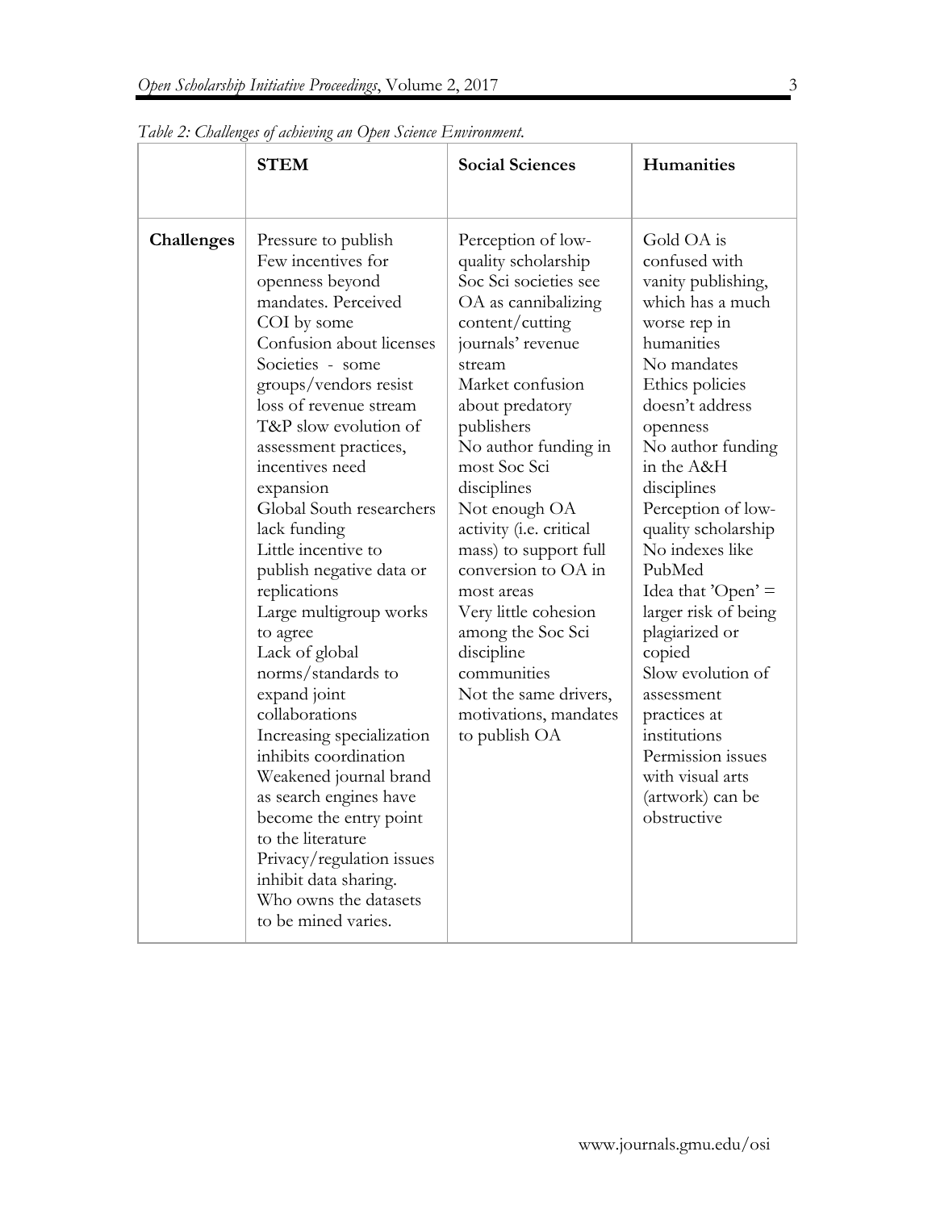*Table 2: Challenges of achieving an Open Science Environment.*

| | **STEM** | **Social Sciences** | **Humanities** |
|---|---|---|---|
| **Challenges** | Pressure to publish<br>Few incentives for openness beyond mandates. Perceived COI by some<br>Confusion about licenses<br>Societies - some groups/vendors resist loss of revenue stream<br>T&P slow evolution of assessment practices, incentives need expansion<br>Global South researchers lack funding<br>Little incentive to publish negative data or replications<br>Large multigroup works to agree<br>Lack of global norms/standards to expand joint collaborations<br>Increasing specialization inhibits coordination<br>Weakened journal brand as search engines have become the entry point to the literature<br>Privacy/regulation issues inhibit data sharing.<br>Who owns the datasets to be mined varies. | Perception of low-quality scholarship<br>Soc Sci societies see OA as cannibalizing content/cutting journals' revenue stream<br>Market confusion about predatory publishers<br>No author funding in most Soc Sci disciplines<br>Not enough OA activity (i.e. critical mass) to support full conversion to OA in most areas<br>Very little cohesion among the Soc Sci discipline communities<br>Not the same drivers, motivations, mandates to publish OA | Gold OA is confused with vanity publishing, which has a much worse rep in humanities<br>No mandates<br>Ethics policies doesn't address openness<br>No author funding in the A&H disciplines<br>Perception of low-quality scholarship<br>No indexes like PubMed<br>Idea that 'Open' = larger risk of being plagiarized or copied<br>Slow evolution of assessment practices at institutions<br>Permission issues with visual arts (artwork) can be obstructive |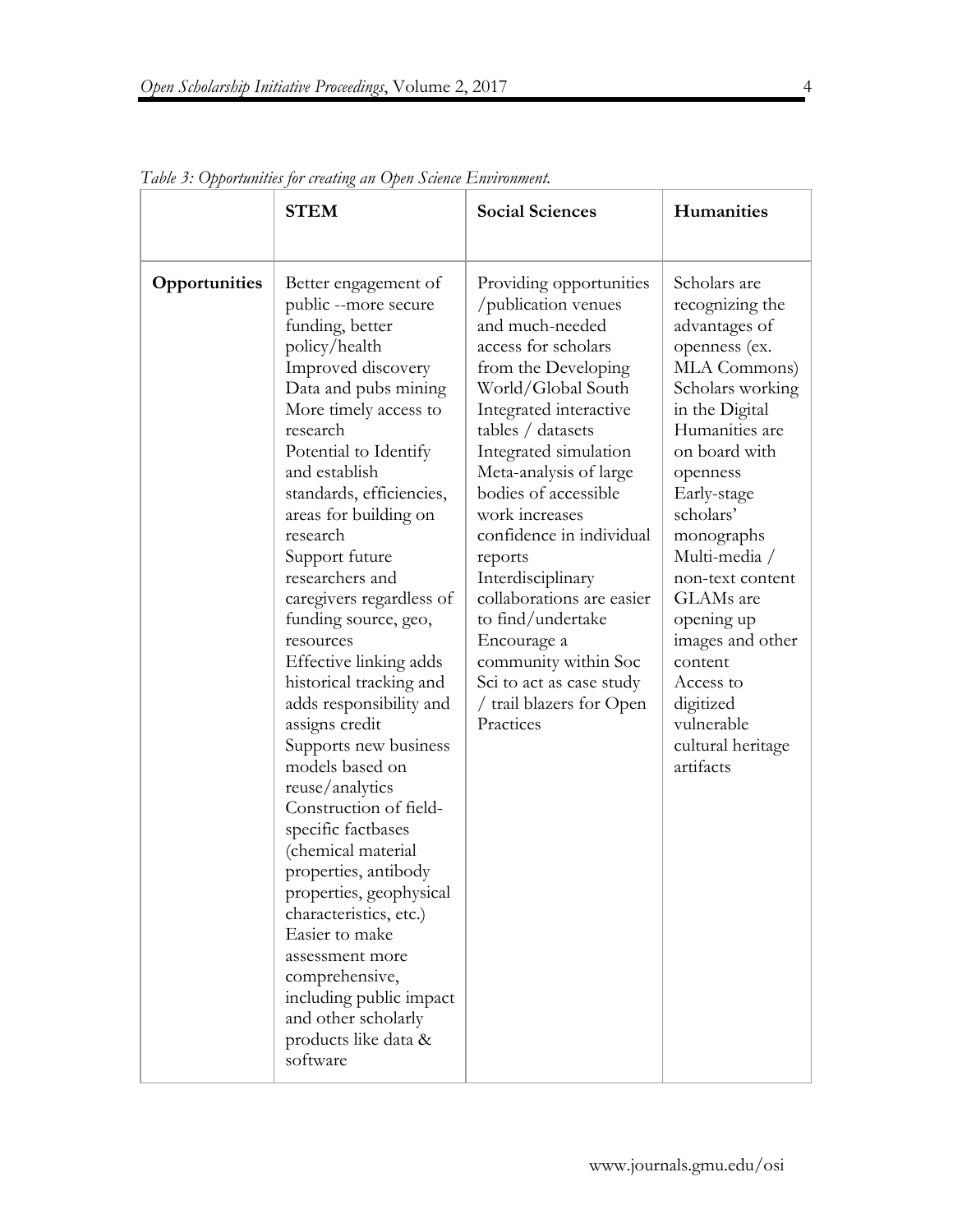*Table 3: Opportunities for creating an Open Science Environment.*

| | **STEM** | **Social Sciences** | **Humanities** |
|---|---|---|---|
| **Opportunities** | Better engagement of public --more secure funding, better policy/health<br>Improved discovery<br>Data and pubs mining<br>More timely access to research<br>Potential to Identify and establish standards, efficiencies, areas for building on research<br>Support future researchers and caregivers regardless of funding source, geo, resources<br>Effective linking adds historical tracking and adds responsibility and assigns credit<br>Supports new business models based on reuse/analytics<br>Construction of field-specific factbases (chemical material properties, antibody properties, geophysical characteristics, etc.)<br>Easier to make assessment more comprehensive, including public impact and other scholarly products like data & software | Providing opportunities /publication venues and much-needed access for scholars from the Developing World/Global South<br>Integrated interactive tables / datasets<br>Integrated simulation<br>Meta-analysis of large bodies of accessible work increases confidence in individual reports<br>Interdisciplinary collaborations are easier to find/undertake<br>Encourage a community within Soc Sci to act as case study / trail blazers for Open Practices | Scholars are recognizing the advantages of openness (ex. MLA Commons)<br>Scholars working in the Digital Humanities are on board with openness<br>Early-stage scholars' monographs<br>Multi-media / non-text content<br>GLAMs are opening up images and other content<br>Access to digitized vulnerable cultural heritage artifacts |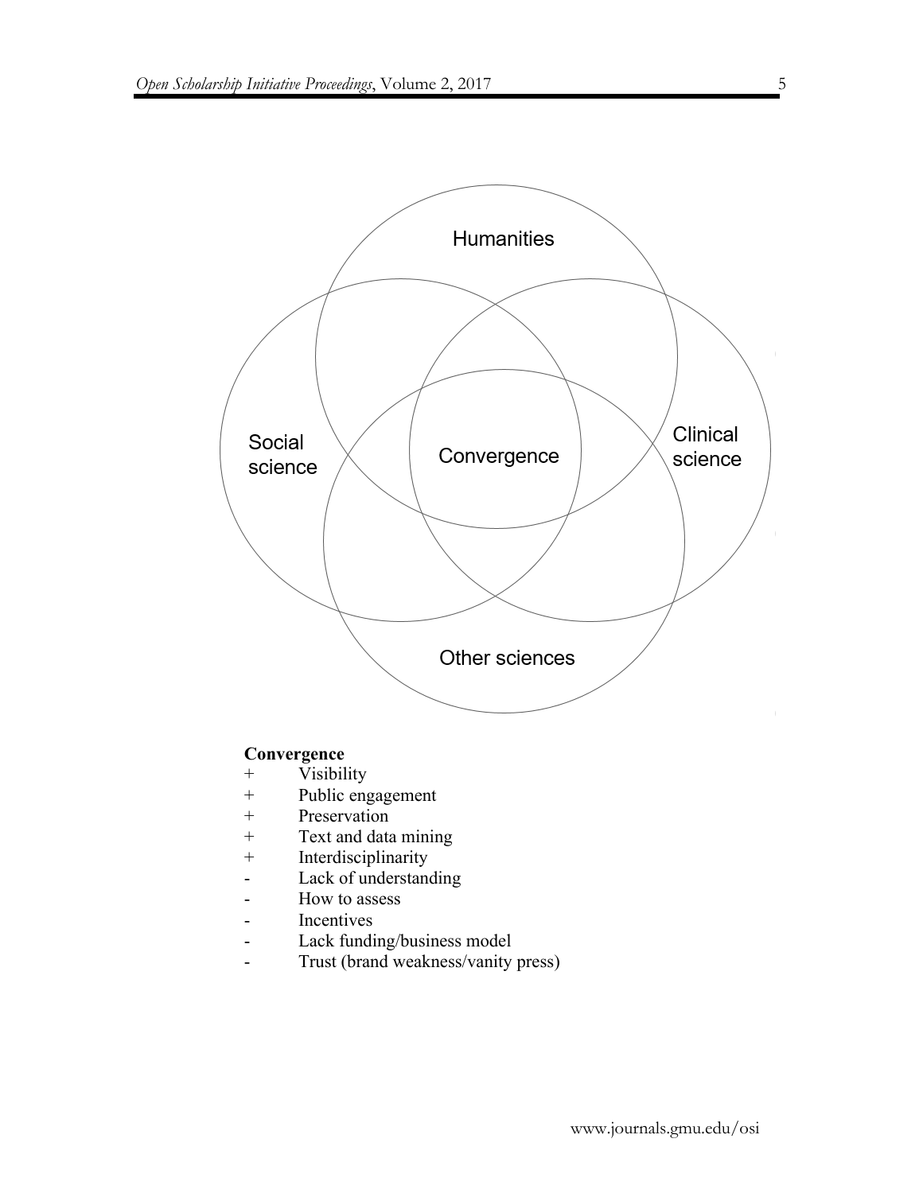Humanities

Social science

Convergence

Clinical science

Other sciences

**Convergence**

- \+ Visibility
- \+ Public engagement
- \+ Preservation
- \+ Text and data mining
- \+ Interdisciplinarity
- \- Lack of understanding
- \- How to assess
- \- Incentives
- \- Lack funding/business model
- \- Trust (brand weakness/vanity press)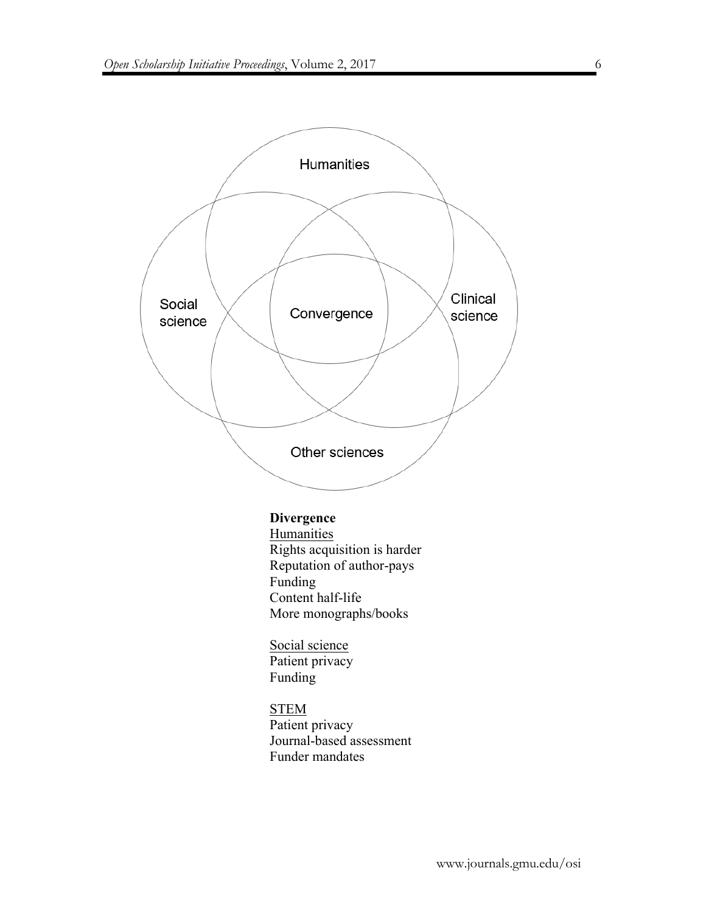Humanities

Social science

Convergence

Clinical science

Other sciences

**Divergence**

<u>Humanities</u>
Rights acquisition is harder
Reputation of author-pays
Funding
Content half-life
More monographs/books

<u>Social science</u>
Patient privacy
Funding

<u>STEM</u>
Patient privacy
Journal-based assessment
Funder mandates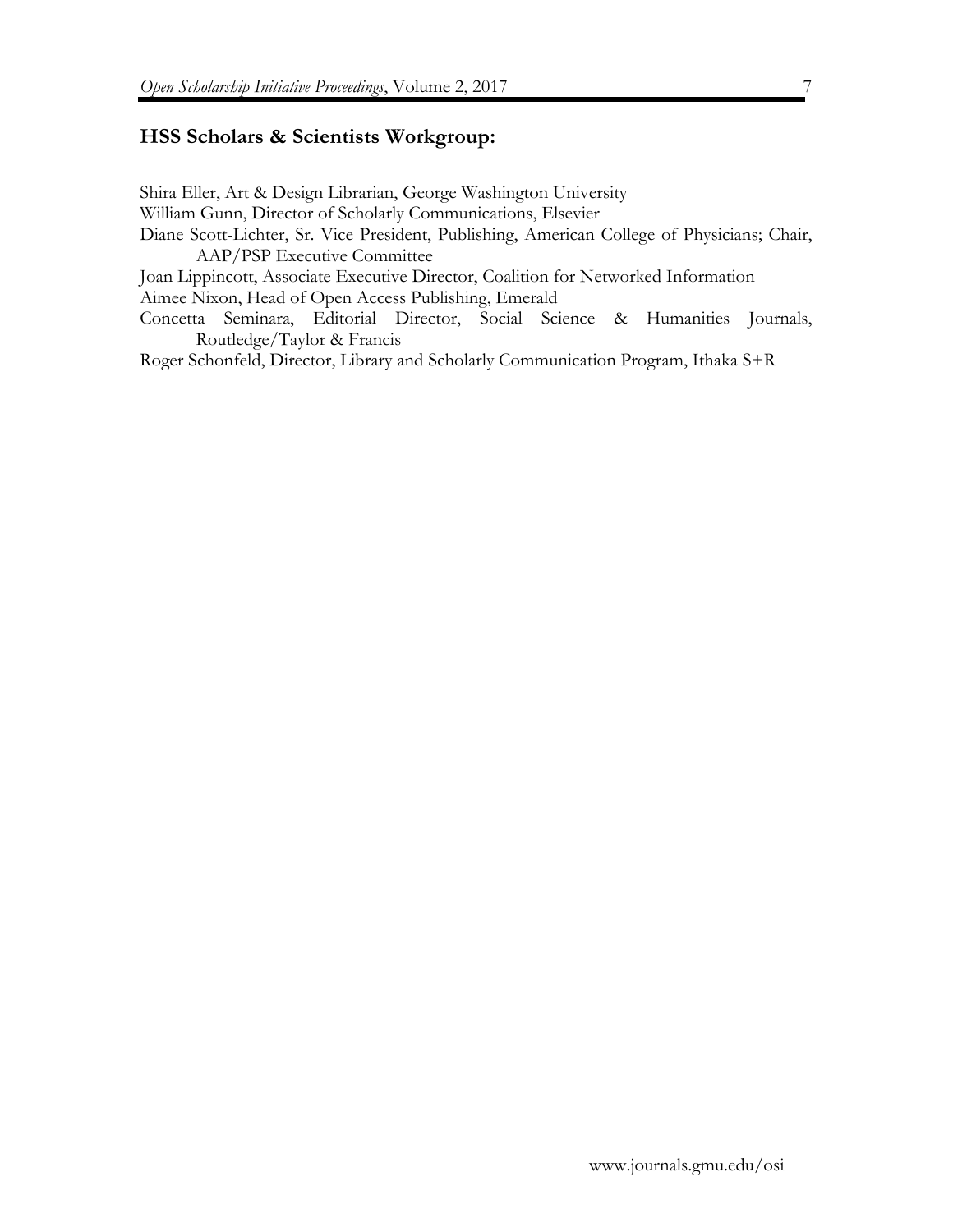## HSS Scholars & Scientists Workgroup:

Shira Eller, Art & Design Librarian, George Washington University
William Gunn, Director of Scholarly Communications, Elsevier
Diane Scott-Lichter, Sr. Vice President, Publishing, American College of Physicians; Chair, AAP/PSP Executive Committee
Joan Lippincott, Associate Executive Director, Coalition for Networked Information
Aimee Nixon, Head of Open Access Publishing, Emerald
Concetta Seminara, Editorial Director, Social Science & Humanities Journals, Routledge/Taylor & Francis
Roger Schonfeld, Director, Library and Scholarly Communication Program, Ithaka S+R